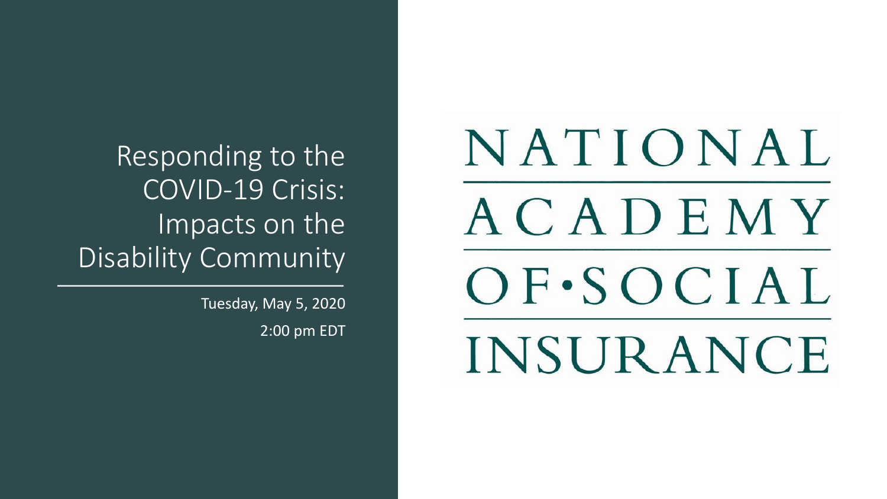# Responding to the COVID-19 Crisis: Impacts on the Disability Community

Tuesday, May 5, 2020

2:00 pm EDT

NATIONAL ACADEMY OF·SOCIAL INSURANCE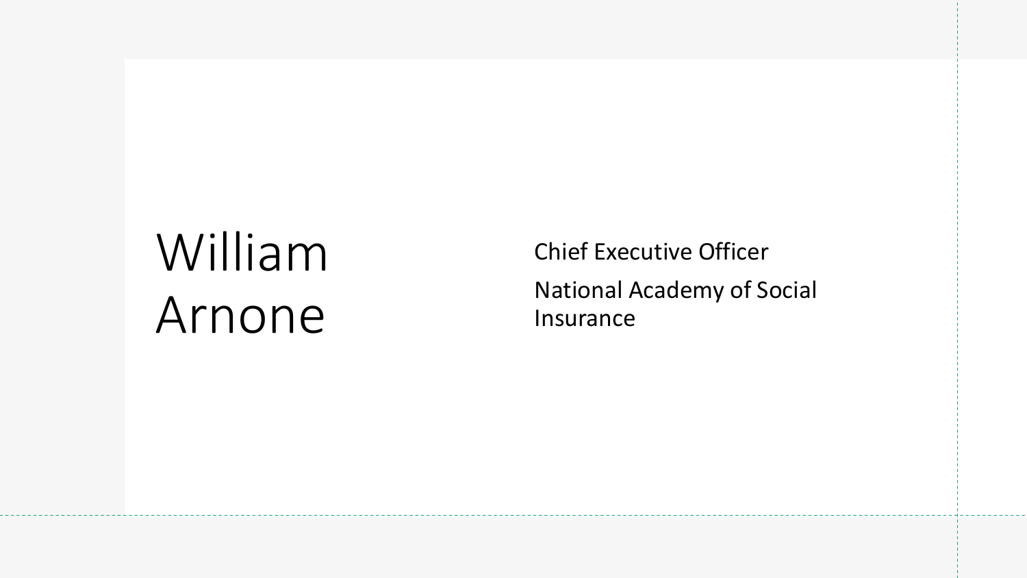# William Arnone

Chief Executive Officer

National Academy of Social Insurance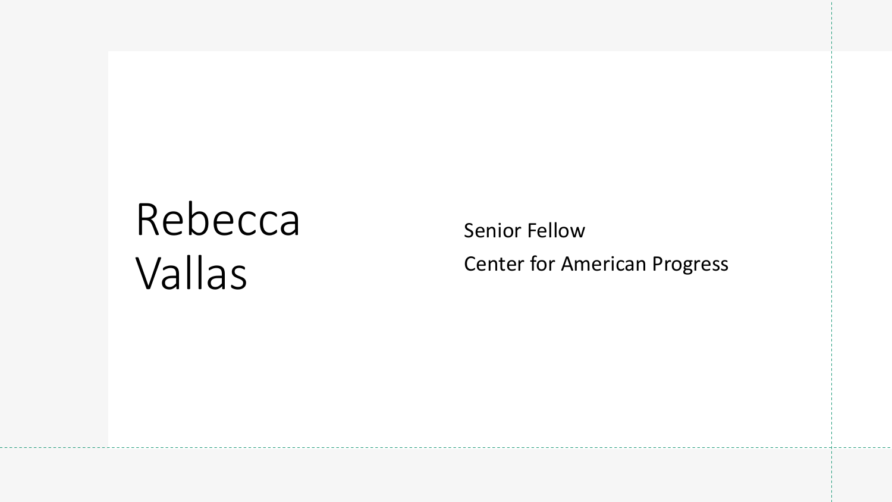# Rebecca Vallas

Senior Fellow

Center for American Progress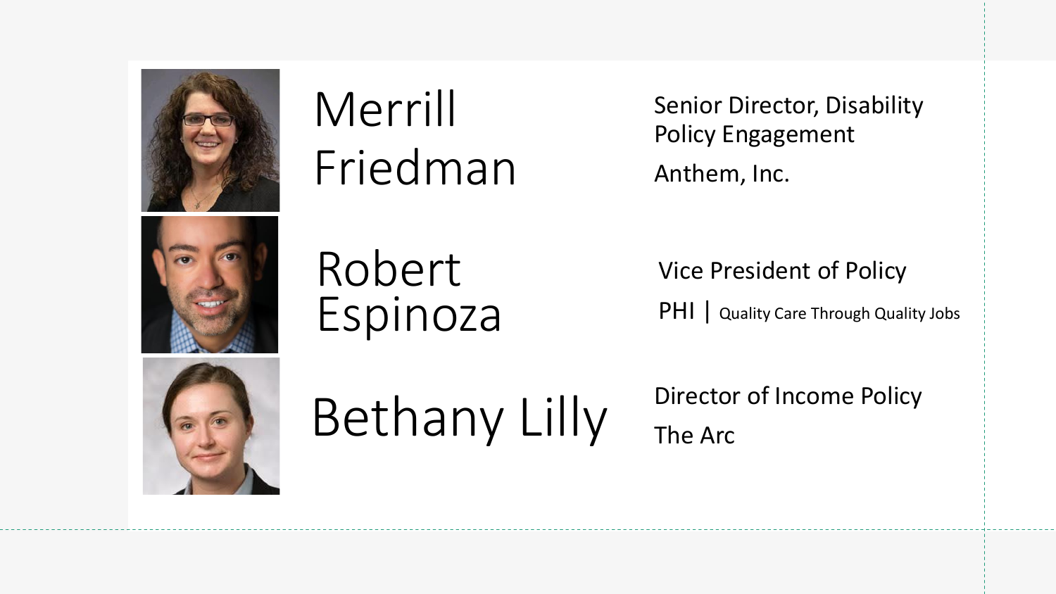**Merrill Friedman**

Senior Director, Disability Policy Engagement

Anthem, Inc.

**Robert Espinoza**

Vice President of Policy

PHI | Quality Care Through Quality Jobs

**Bethany Lilly**

Director of Income Policy

The Arc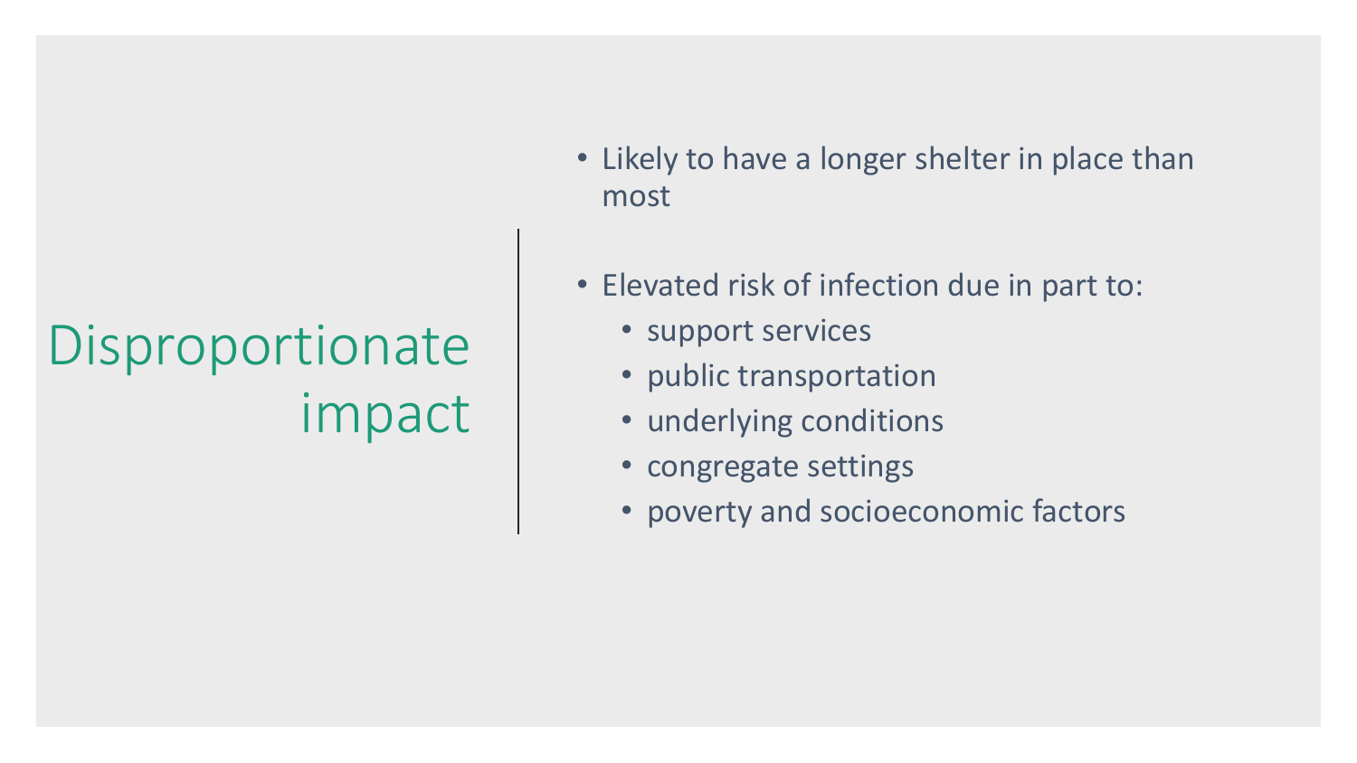# Disproportionate impact

- Likely to have a longer shelter in place than most
- Elevated risk of infection due in part to:
  - support services
  - public transportation
  - underlying conditions
  - congregate settings
  - poverty and socioeconomic factors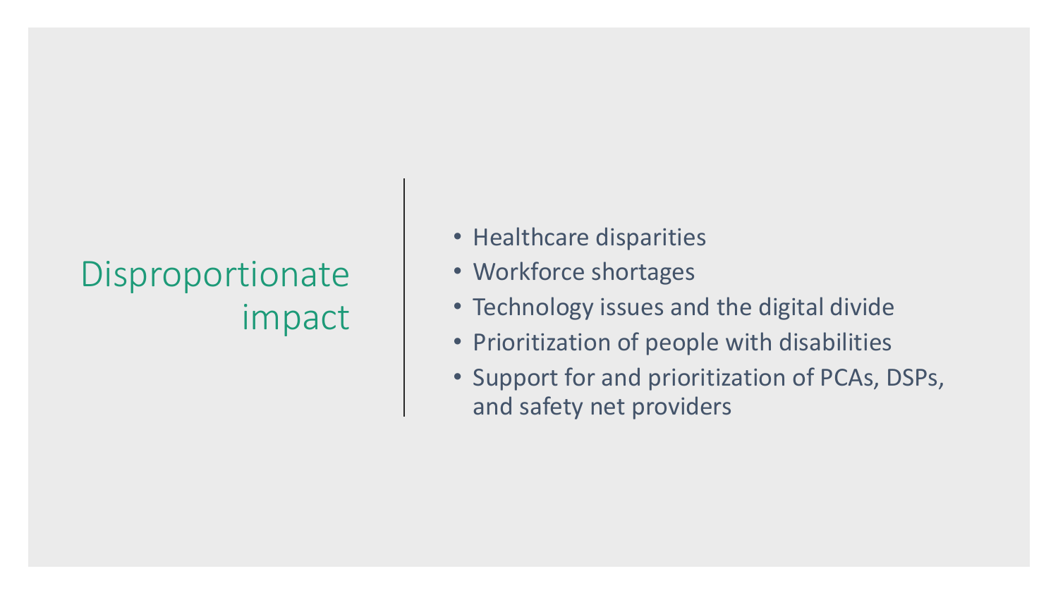# Disproportionate impact

- Healthcare disparities
- Workforce shortages
- Technology issues and the digital divide
- Prioritization of people with disabilities
- Support for and prioritization of PCAs, DSPs, and safety net providers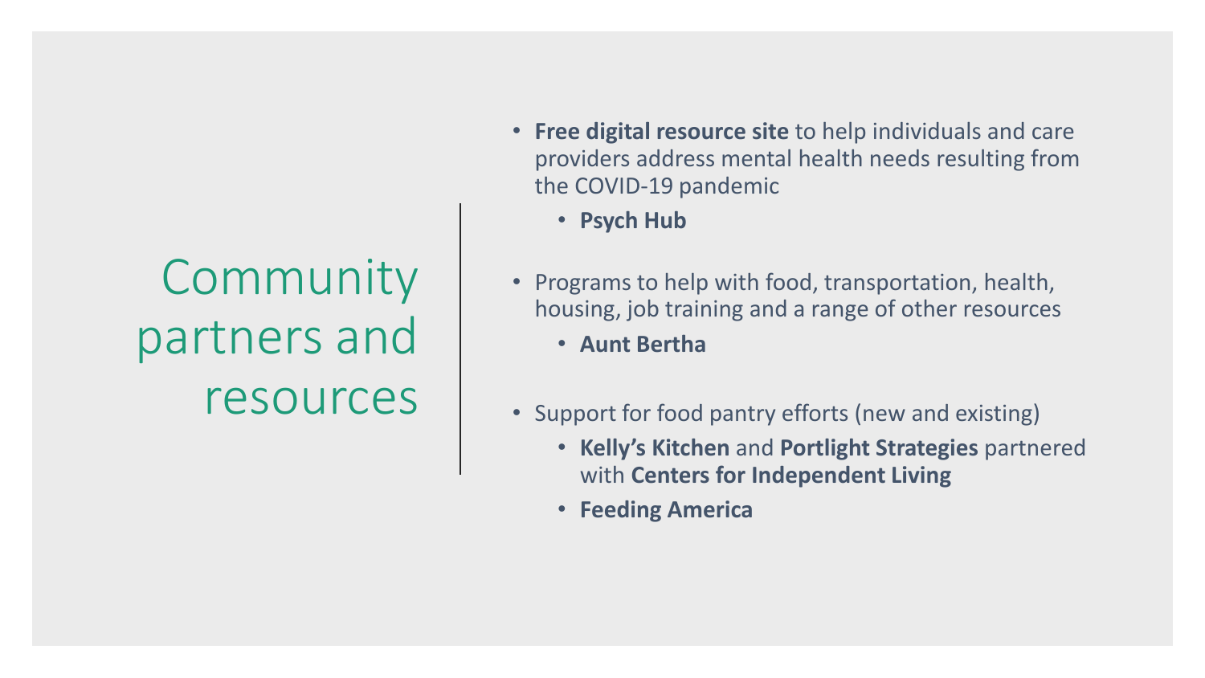# Community partners and resources

- **Free digital resource site** to help individuals and care providers address mental health needs resulting from the COVID-19 pandemic
  - **Psych Hub**
- Programs to help with food, transportation, health, housing, job training and a range of other resources
  - **Aunt Bertha**
- Support for food pantry efforts (new and existing)
  - **Kelly's Kitchen** and **Portlight Strategies** partnered with **Centers for Independent Living**
  - **Feeding America**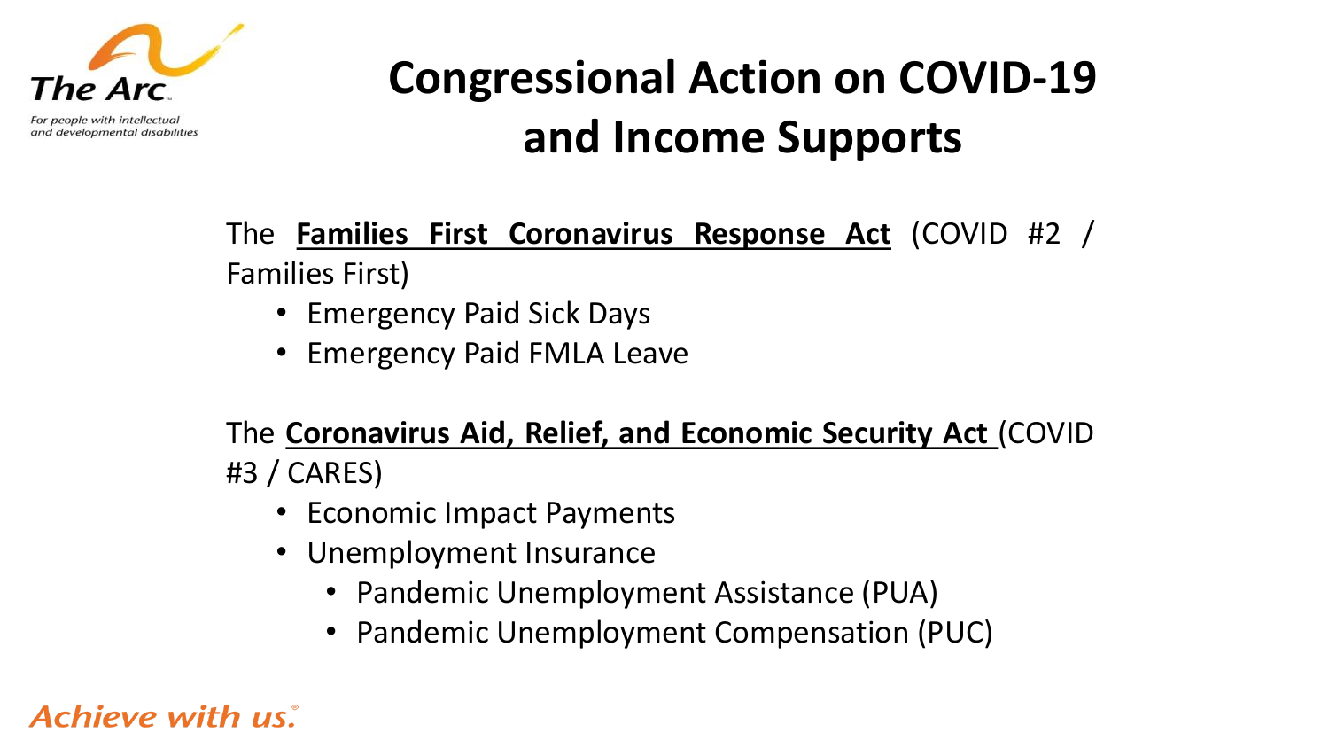# Congressional Action on COVID-19 and Income Supports

The **Families First Coronavirus Response Act** (COVID #2 / Families First)

- Emergency Paid Sick Days
- Emergency Paid FMLA Leave

The **Coronavirus Aid, Relief, and Economic Security Act** (COVID #3 / CARES)

- Economic Impact Payments
- Unemployment Insurance
  - Pandemic Unemployment Assistance (PUA)
  - Pandemic Unemployment Compensation (PUC)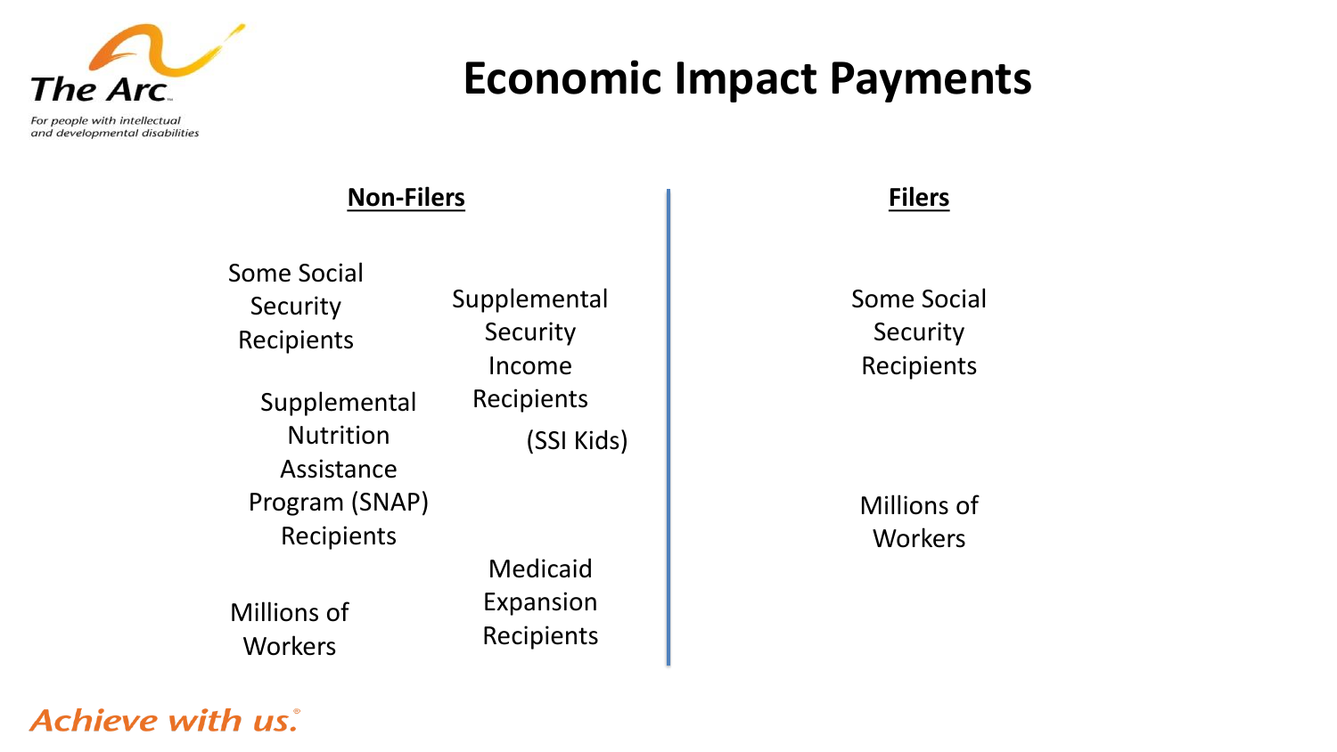# Economic Impact Payments

## Non-Filers

- Some Social Security Recipients
- Supplemental Nutrition Assistance Program (SNAP) Recipients
- Millions of Workers
- Supplemental Security Income Recipients (SSI Kids)
- Medicaid Expansion Recipients

## Filers

- Some Social Security Recipients
- Millions of Workers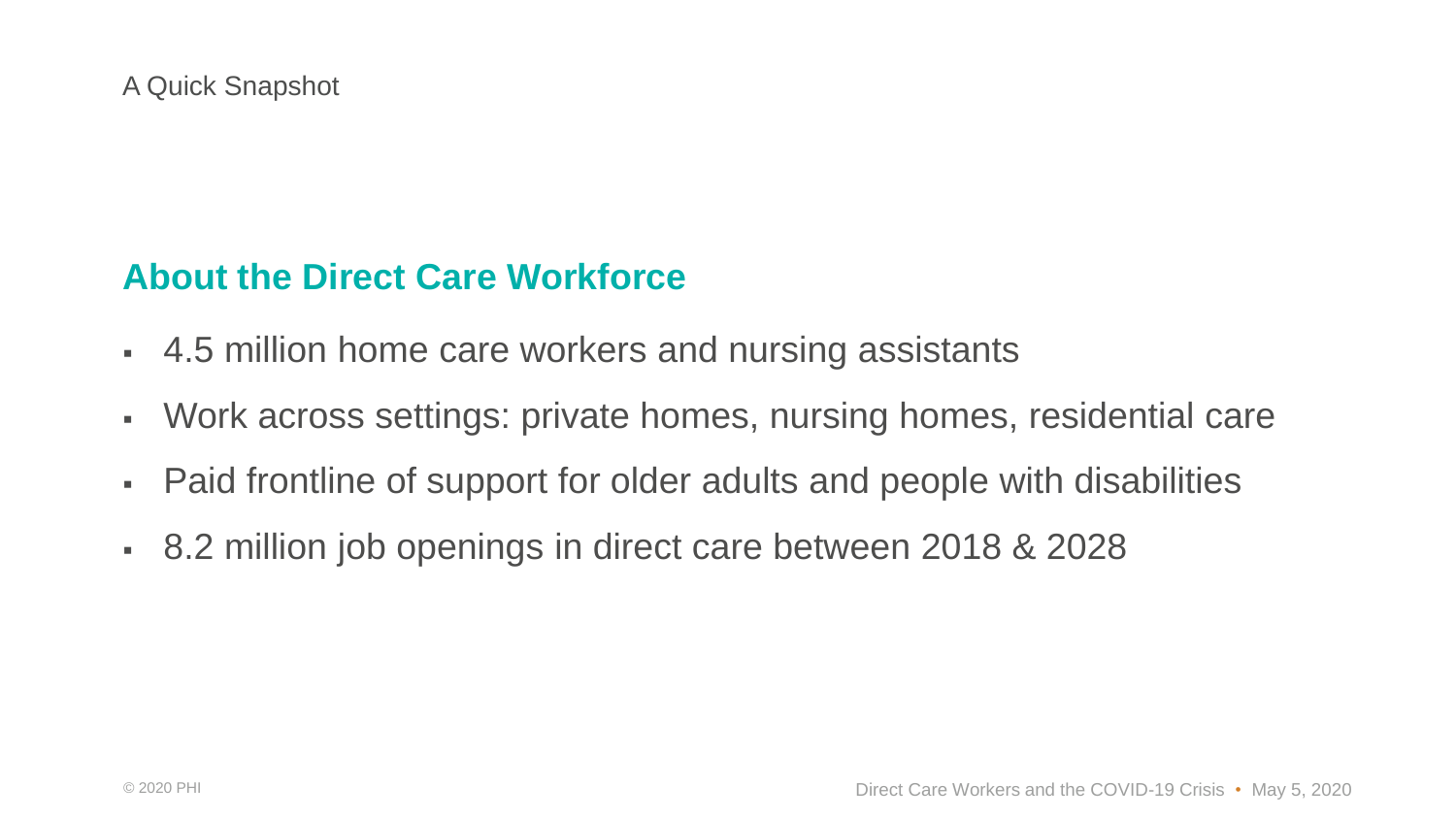A Quick Snapshot

## About the Direct Care Workforce

- 4.5 million home care workers and nursing assistants
- Work across settings: private homes, nursing homes, residential care
- Paid frontline of support for older adults and people with disabilities
- 8.2 million job openings in direct care between 2018 & 2028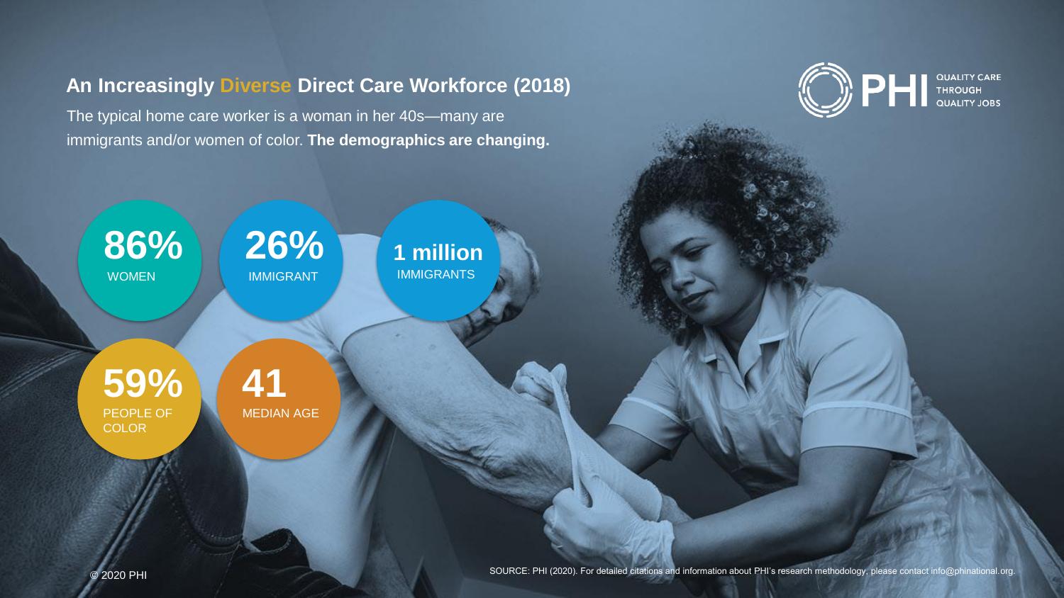## An Increasingly Diverse Direct Care Workforce (2018)

The typical home care worker is a woman in her 40s—many are immigrants and/or women of color. **The demographics are changing.**

PHI — QUALITY CARE THROUGH QUALITY JOBS

- **86%** WOMEN
- **26%** IMMIGRANT
- **1 million** IMMIGRANTS
- **59%** PEOPLE OF COLOR
- **41** MEDIAN AGE

© 2020 PHI

SOURCE: PHI (2020). For detailed citations and information about PHI's research methodology, please contact info@phinational.org.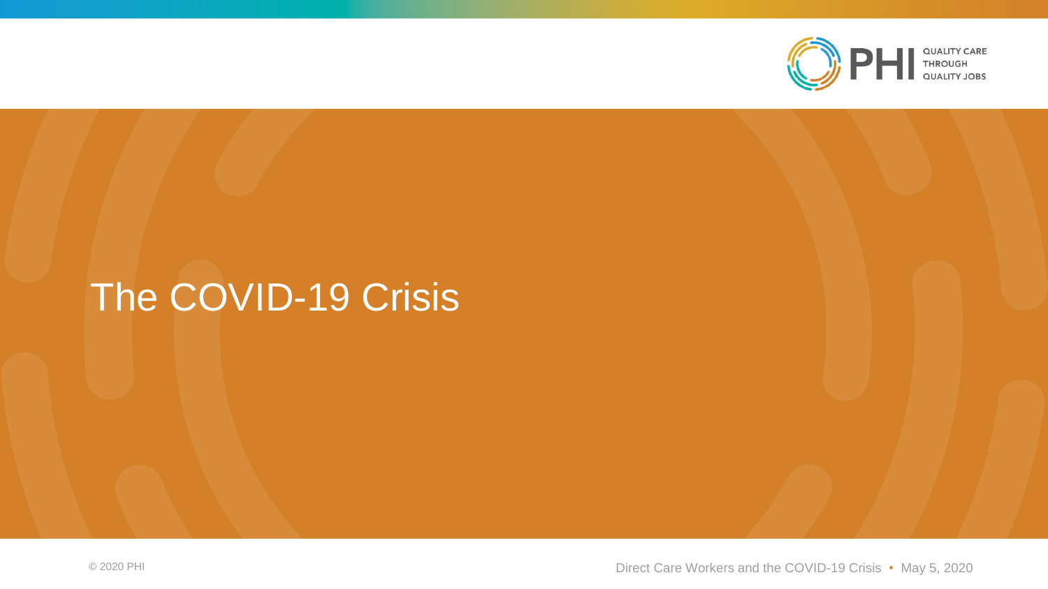# The COVID-19 Crisis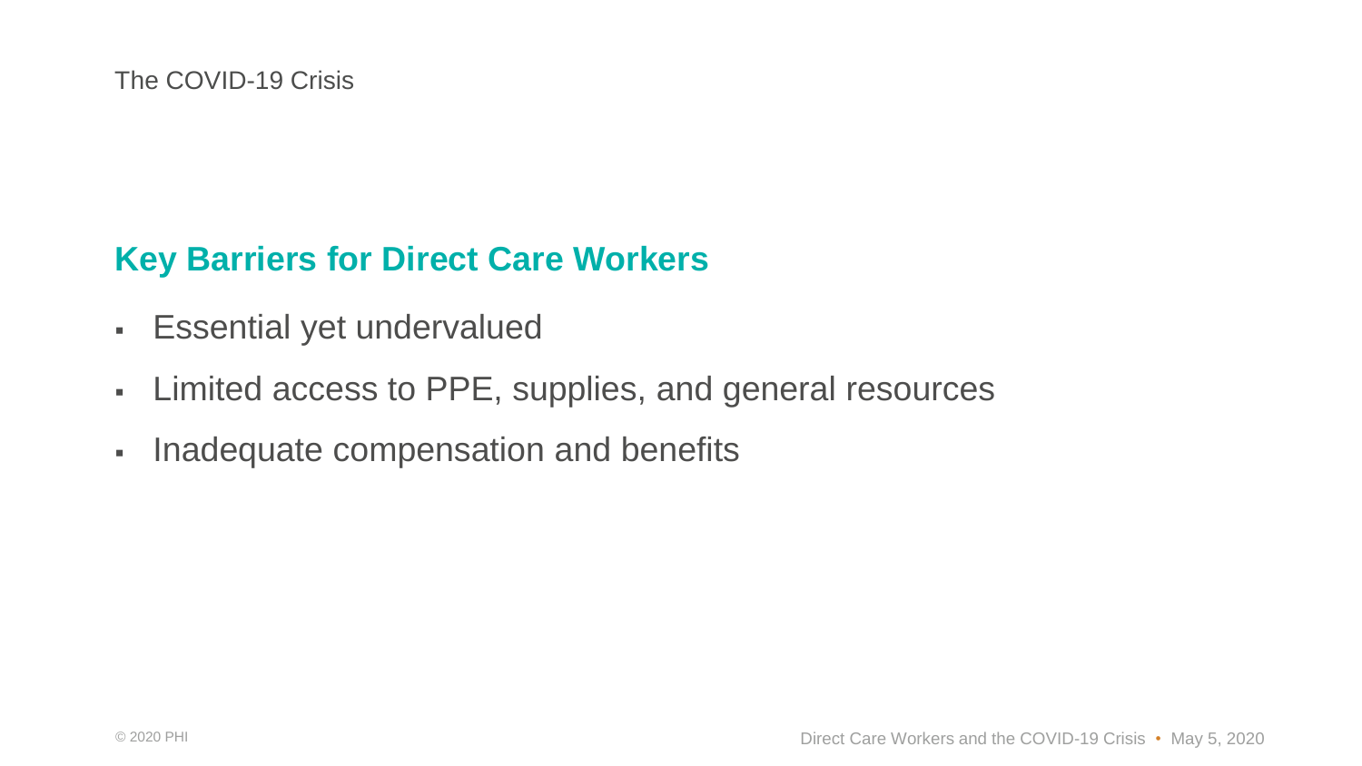The COVID-19 Crisis

## Key Barriers for Direct Care Workers

- Essential yet undervalued
- Limited access to PPE, supplies, and general resources
- Inadequate compensation and benefits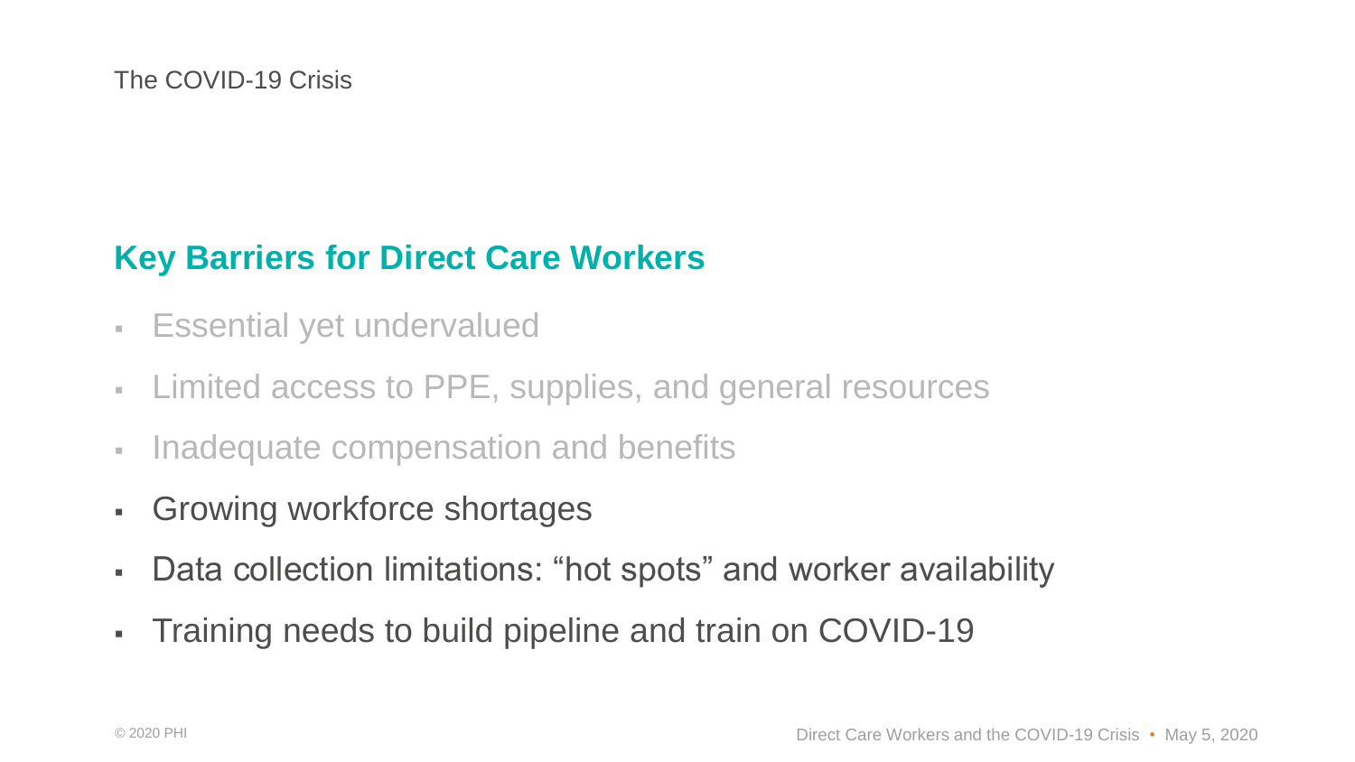## Key Barriers for Direct Care Workers

- Essential yet undervalued
- Limited access to PPE, supplies, and general resources
- Inadequate compensation and benefits
- Growing workforce shortages
- Data collection limitations: “hot spots” and worker availability
- Training needs to build pipeline and train on COVID-19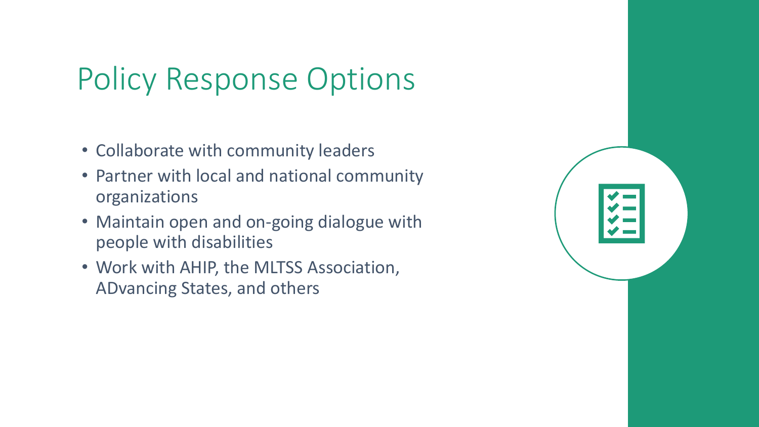# Policy Response Options

- Collaborate with community leaders
- Partner with local and national community organizations
- Maintain open and on-going dialogue with people with disabilities
- Work with AHIP, the MLTSS Association, ADvancing States, and others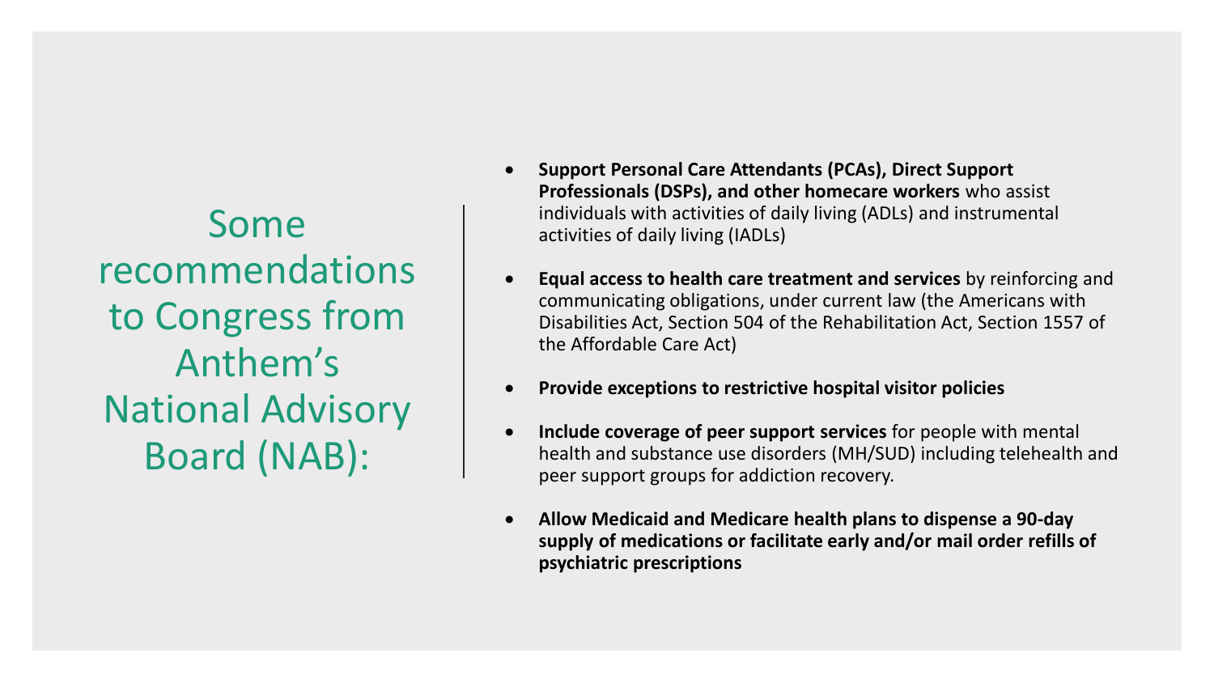# Some recommendations to Congress from Anthem's National Advisory Board (NAB):

- **Support Personal Care Attendants (PCAs), Direct Support Professionals (DSPs), and other homecare workers** who assist individuals with activities of daily living (ADLs) and instrumental activities of daily living (IADLs)
- **Equal access to health care treatment and services** by reinforcing and communicating obligations, under current law (the Americans with Disabilities Act, Section 504 of the Rehabilitation Act, Section 1557 of the Affordable Care Act)
- **Provide exceptions to restrictive hospital visitor policies**
- **Include coverage of peer support services** for people with mental health and substance use disorders (MH/SUD) including telehealth and peer support groups for addiction recovery.
- **Allow Medicaid and Medicare health plans to dispense a 90-day supply of medications or facilitate early and/or mail order refills of psychiatric prescriptions**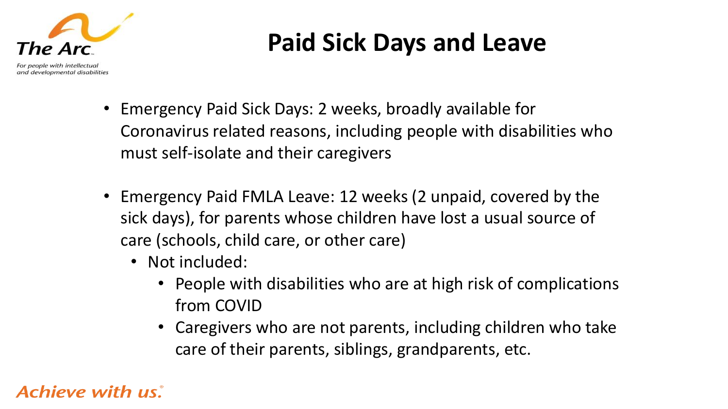# Paid Sick Days and Leave

- Emergency Paid Sick Days: 2 weeks, broadly available for Coronavirus related reasons, including people with disabilities who must self-isolate and their caregivers
- Emergency Paid FMLA Leave: 12 weeks (2 unpaid, covered by the sick days), for parents whose children have lost a usual source of care (schools, child care, or other care)
  - Not included:
    - People with disabilities who are at high risk of complications from COVID
    - Caregivers who are not parents, including children who take care of their parents, siblings, grandparents, etc.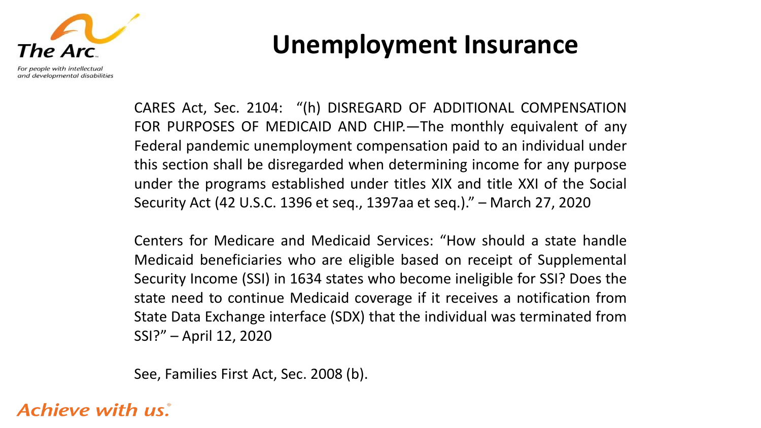# Unemployment Insurance

CARES Act, Sec. 2104: "(h) DISREGARD OF ADDITIONAL COMPENSATION FOR PURPOSES OF MEDICAID AND CHIP.—The monthly equivalent of any Federal pandemic unemployment compensation paid to an individual under this section shall be disregarded when determining income for any purpose under the programs established under titles XIX and title XXI of the Social Security Act (42 U.S.C. 1396 et seq., 1397aa et seq.)." – March 27, 2020

Centers for Medicare and Medicaid Services: "How should a state handle Medicaid beneficiaries who are eligible based on receipt of Supplemental Security Income (SSI) in 1634 states who become ineligible for SSI? Does the state need to continue Medicaid coverage if it receives a notification from State Data Exchange interface (SDX) that the individual was terminated from SSI?" – April 12, 2020

See, Families First Act, Sec. 2008 (b).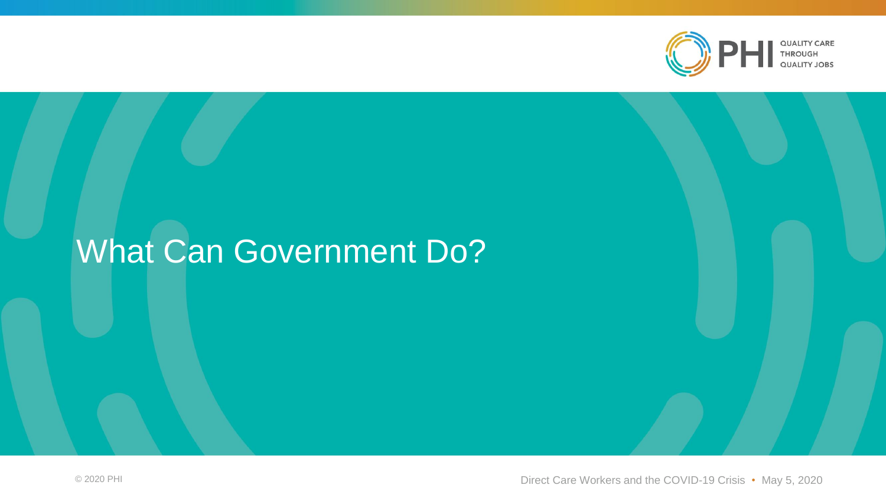# What Can Government Do?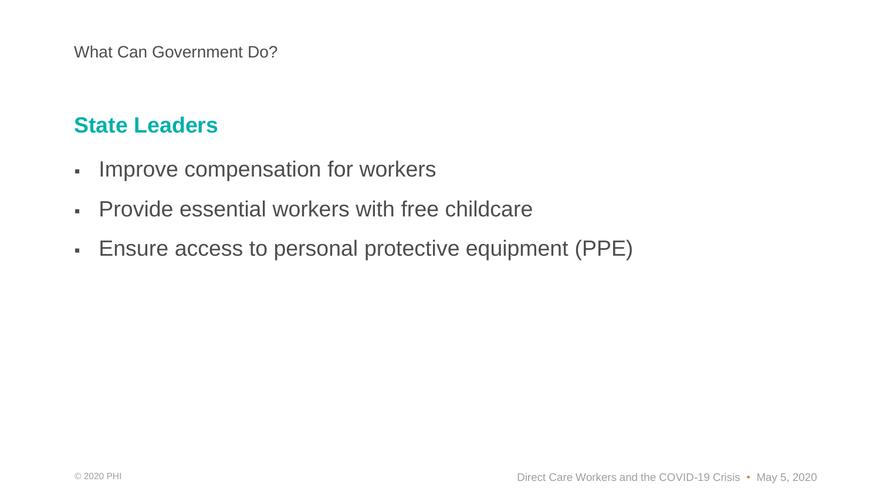What Can Government Do?

## State Leaders

- Improve compensation for workers
- Provide essential workers with free childcare
- Ensure access to personal protective equipment (PPE)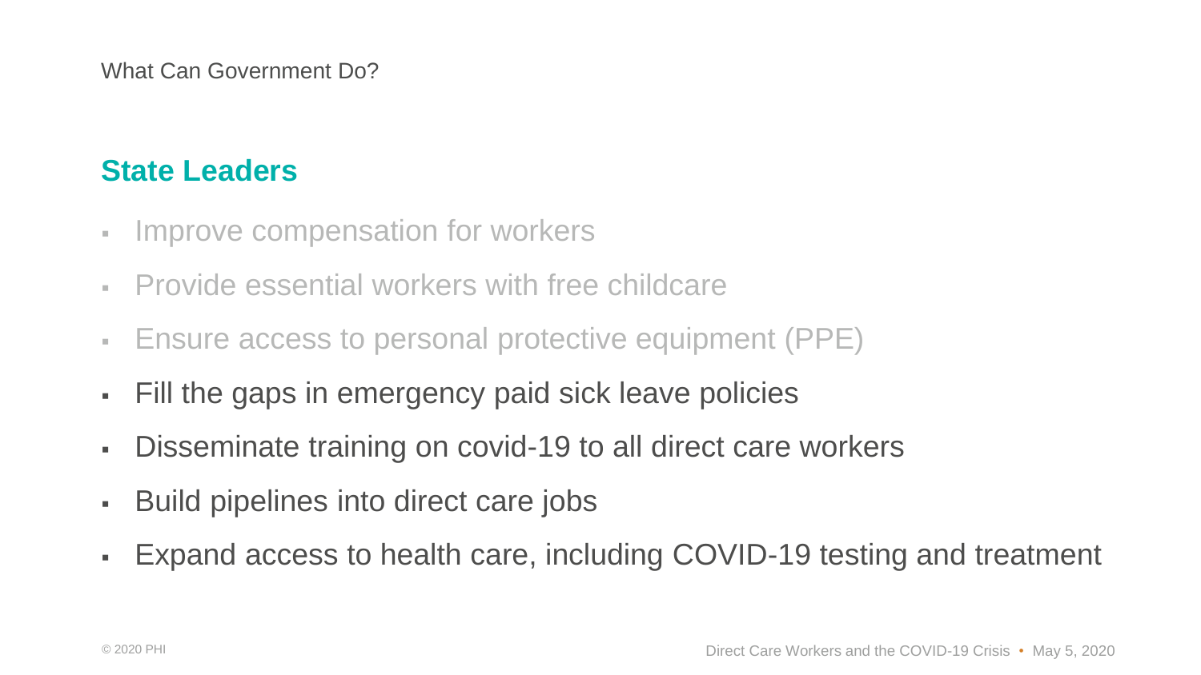What Can Government Do?

## State Leaders

- Improve compensation for workers
- Provide essential workers with free childcare
- Ensure access to personal protective equipment (PPE)
- Fill the gaps in emergency paid sick leave policies
- Disseminate training on covid-19 to all direct care workers
- Build pipelines into direct care jobs
- Expand access to health care, including COVID-19 testing and treatment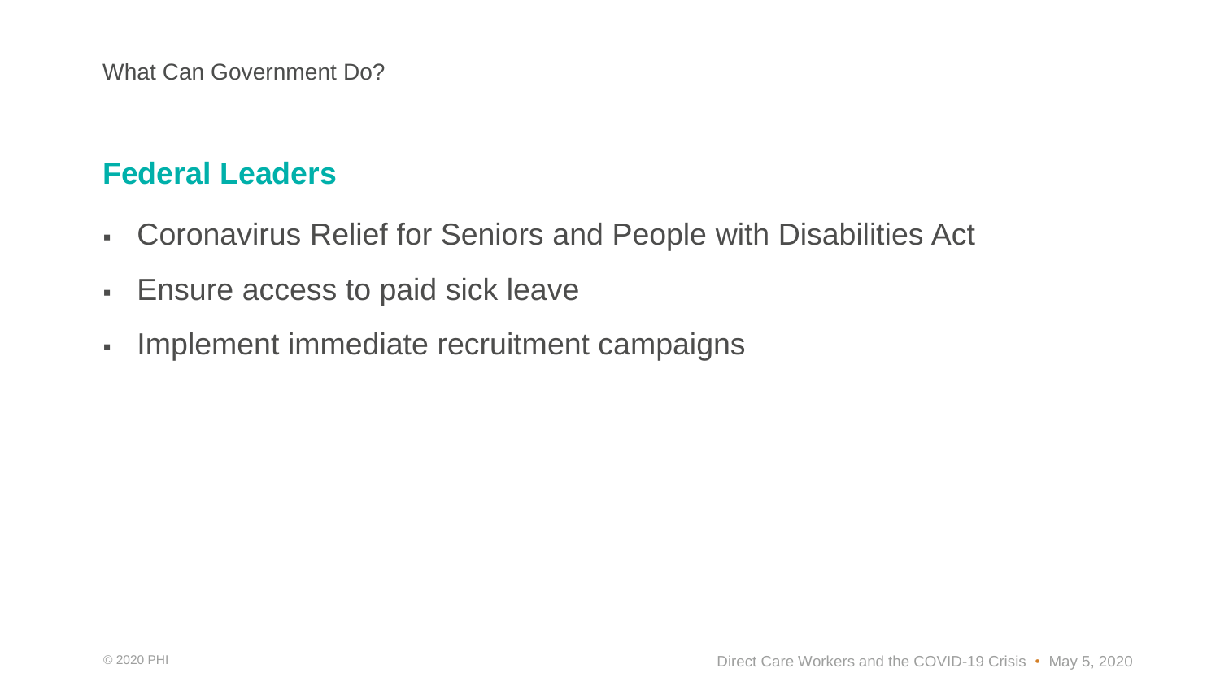What Can Government Do?

## Federal Leaders

- Coronavirus Relief for Seniors and People with Disabilities Act
- Ensure access to paid sick leave
- Implement immediate recruitment campaigns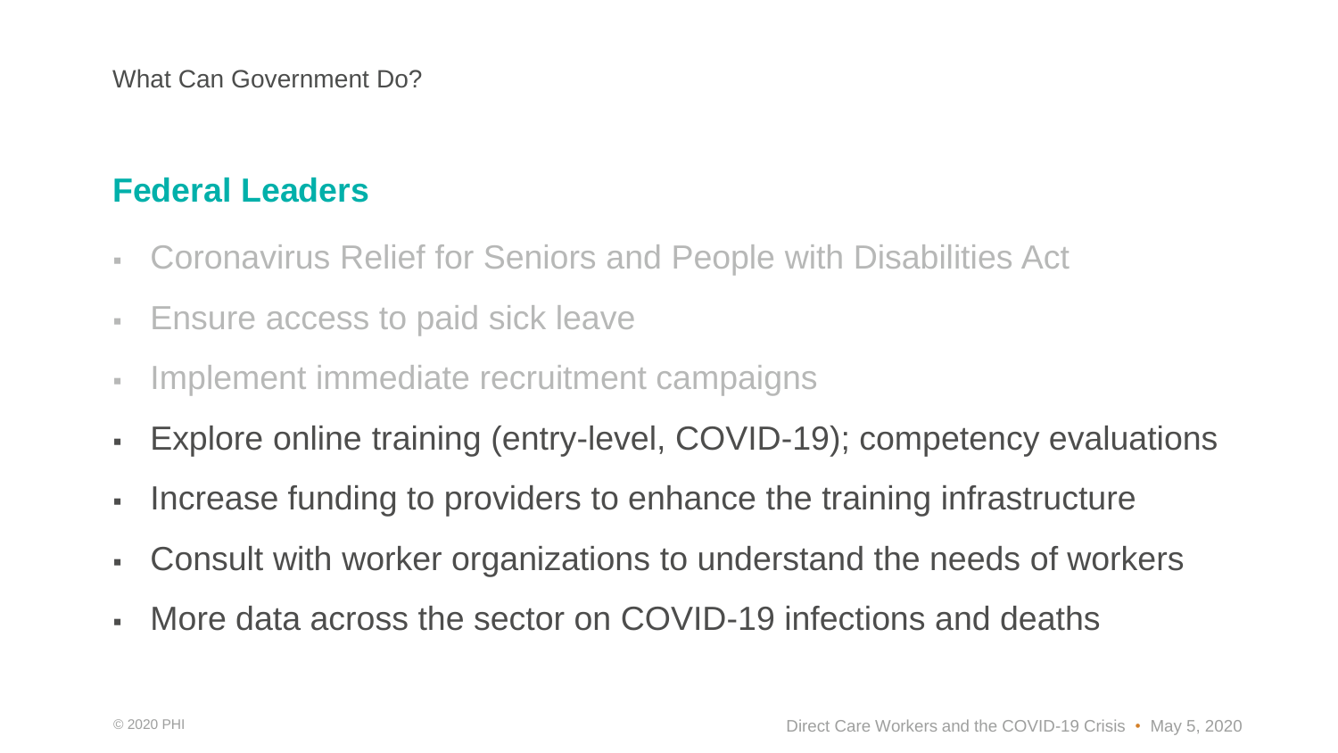What Can Government Do?

## Federal Leaders

- Coronavirus Relief for Seniors and People with Disabilities Act
- Ensure access to paid sick leave
- Implement immediate recruitment campaigns
- Explore online training (entry-level, COVID-19); competency evaluations
- Increase funding to providers to enhance the training infrastructure
- Consult with worker organizations to understand the needs of workers
- More data across the sector on COVID-19 infections and deaths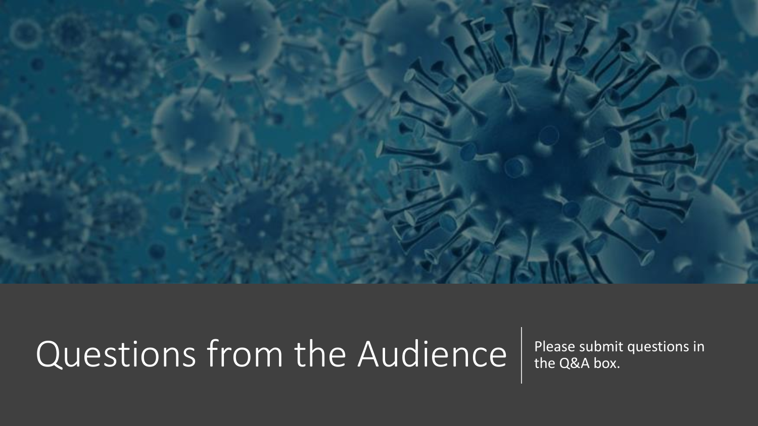# Questions from the Audience

Please submit questions in the Q&A box.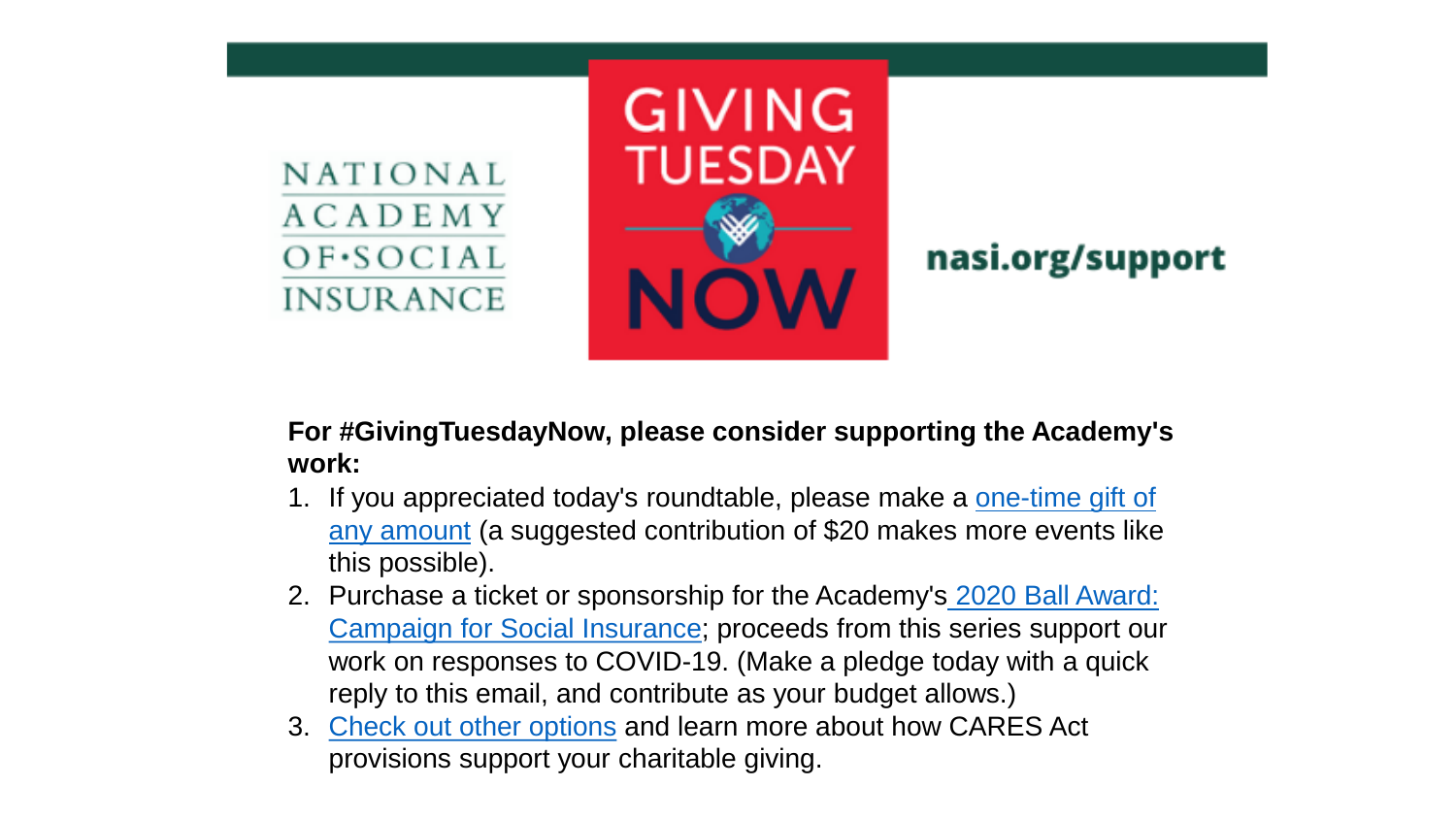NATIONAL ACADEMY OF•SOCIAL INSURANCE

GIVING TUESDAY NOW

nasi.org/support

**For #GivingTuesdayNow, please consider supporting the Academy's work:**

1. If you appreciated today's roundtable, please make a one-time gift of any amount (a suggested contribution of $20 makes more events like this possible).
2. Purchase a ticket or sponsorship for the Academy's 2020 Ball Award: Campaign for Social Insurance; proceeds from this series support our work on responses to COVID-19. (Make a pledge today with a quick reply to this email, and contribute as your budget allows.)
3. Check out other options and learn more about how CARES Act provisions support your charitable giving.